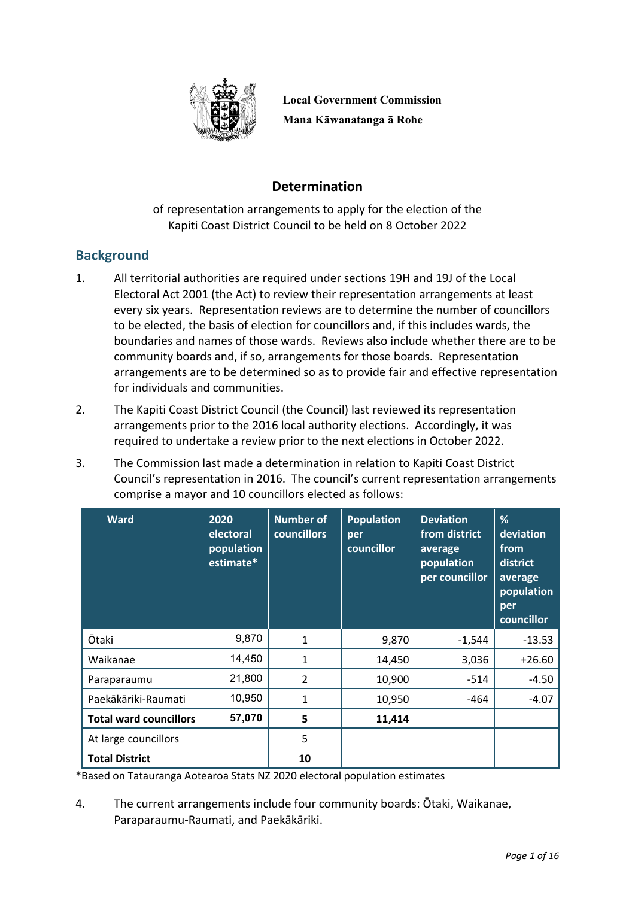**Local Government Commission**
**Mana Kāwanatanga ā Rohe**

# Determination

of representation arrangements to apply for the election of the Kapiti Coast District Council to be held on 8 October 2022

## Background

1. All territorial authorities are required under sections 19H and 19J of the Local Electoral Act 2001 (the Act) to review their representation arrangements at least every six years. Representation reviews are to determine the number of councillors to be elected, the basis of election for councillors and, if this includes wards, the boundaries and names of those wards. Reviews also include whether there are to be community boards and, if so, arrangements for those boards. Representation arrangements are to be determined so as to provide fair and effective representation for individuals and communities.

2. The Kapiti Coast District Council (the Council) last reviewed its representation arrangements prior to the 2016 local authority elections. Accordingly, it was required to undertake a review prior to the next elections in October 2022.

3. The Commission last made a determination in relation to Kapiti Coast District Council's representation in 2016. The council's current representation arrangements comprise a mayor and 10 councillors elected as follows:

| Ward | 2020 electoral population estimate* | Number of councillors | Population per councillor | Deviation from district average population per councillor | % deviation from district average population per councillor |
|---|---|---|---|---|---|
| Ōtaki | 9,870 | 1 | 9,870 | -1,544 | -13.53 |
| Waikanae | 14,450 | 1 | 14,450 | 3,036 | +26.60 |
| Paraparaumu | 21,800 | 2 | 10,900 | -514 | -4.50 |
| Paekākāriki-Raumati | 10,950 | 1 | 10,950 | -464 | -4.07 |
| **Total ward councillors** | **57,070** | **5** | **11,414** | | |
| At large councillors | | 5 | | | |
| **Total District** | | **10** | | | |

*Based on Tatauranga Aotearoa Stats NZ 2020 electoral population estimates

4. The current arrangements include four community boards: Ōtaki, Waikanae, Paraparaumu-Raumati, and Paekākāriki.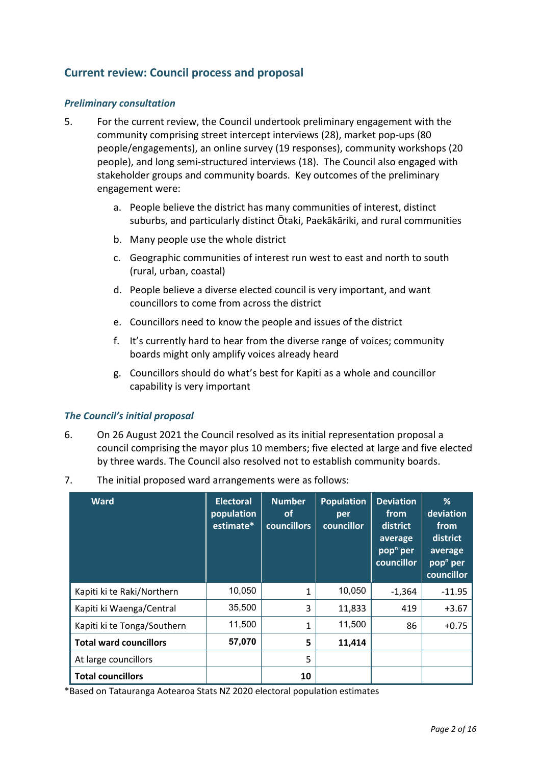## Current review: Council process and proposal

### *Preliminary consultation*

5. For the current review, the Council undertook preliminary engagement with the community comprising street intercept interviews (28), market pop-ups (80 people/engagements), an online survey (19 responses), community workshops (20 people), and long semi-structured interviews (18). The Council also engaged with stakeholder groups and community boards. Key outcomes of the preliminary engagement were:

   a. People believe the district has many communities of interest, distinct suburbs, and particularly distinct Ōtaki, Paekākāriki, and rural communities

   b. Many people use the whole district

   c. Geographic communities of interest run west to east and north to south (rural, urban, coastal)

   d. People believe a diverse elected council is very important, and want councillors to come from across the district

   e. Councillors need to know the people and issues of the district

   f. It's currently hard to hear from the diverse range of voices; community boards might only amplify voices already heard

   g. Councillors should do what's best for Kapiti as a whole and councillor capability is very important

### *The Council's initial proposal*

6. On 26 August 2021 the Council resolved as its initial representation proposal a council comprising the mayor plus 10 members; five elected at large and five elected by three wards. The Council also resolved not to establish community boards.

7. The initial proposed ward arrangements were as follows:

| Ward | Electoral population estimate* | Number of councillors | Population per councillor | Deviation from district average pop$^{n}$ per councillor | % deviation from district average pop$^{n}$ per councillor |
|---|---|---|---|---|---|
| Kapiti ki te Raki/Northern | 10,050 | 1 | 10,050 | -1,364 | -11.95 |
| Kapiti ki Waenga/Central | 35,500 | 3 | 11,833 | 419 | +3.67 |
| Kapiti ki te Tonga/Southern | 11,500 | 1 | 11,500 | 86 | +0.75 |
| **Total ward councillors** | **57,070** | **5** | **11,414** | | |
| At large councillors | | 5 | | | |
| **Total councillors** | | **10** | | | |

*Based on Tatauranga Aotearoa Stats NZ 2020 electoral population estimates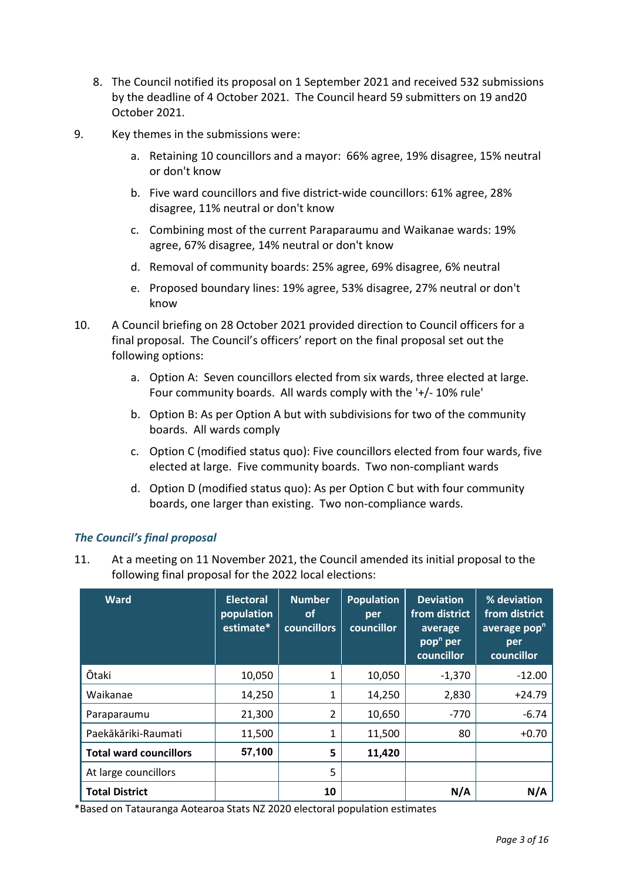8. The Council notified its proposal on 1 September 2021 and received 532 submissions by the deadline of 4 October 2021. The Council heard 59 submitters on 19 and20 October 2021.

9. Key themes in the submissions were:

   a. Retaining 10 councillors and a mayor: 66% agree, 19% disagree, 15% neutral or don't know

   b. Five ward councillors and five district-wide councillors: 61% agree, 28% disagree, 11% neutral or don't know

   c. Combining most of the current Paraparaumu and Waikanae wards: 19% agree, 67% disagree, 14% neutral or don't know

   d. Removal of community boards: 25% agree, 69% disagree, 6% neutral

   e. Proposed boundary lines: 19% agree, 53% disagree, 27% neutral or don't know

10. A Council briefing on 28 October 2021 provided direction to Council officers for a final proposal. The Council's officers' report on the final proposal set out the following options:

    a. Option A: Seven councillors elected from six wards, three elected at large. Four community boards. All wards comply with the '+/- 10% rule'

    b. Option B: As per Option A but with subdivisions for two of the community boards. All wards comply

    c. Option C (modified status quo): Five councillors elected from four wards, five elected at large. Five community boards. Two non-compliant wards

    d. Option D (modified status quo): As per Option C but with four community boards, one larger than existing. Two non-compliance wards.

### *The Council's final proposal*

11. At a meeting on 11 November 2021, the Council amended its initial proposal to the following final proposal for the 2022 local elections:

| Ward | Electoral population estimate* | Number of councillors | Population per councillor | Deviation from district average pop$^n$ per councillor | % deviation from district average pop$^n$ per councillor |
|---|---|---|---|---|---|
| Ōtaki | 10,050 | 1 | 10,050 | -1,370 | -12.00 |
| Waikanae | 14,250 | 1 | 14,250 | 2,830 | +24.79 |
| Paraparaumu | 21,300 | 2 | 10,650 | -770 | -6.74 |
| Paekākāriki-Raumati | 11,500 | 1 | 11,500 | 80 | +0.70 |
| **Total ward councillors** | **57,100** | **5** | **11,420** | | |
| At large councillors | | 5 | | | |
| **Total District** | | **10** | | **N/A** | **N/A** |

*Based on Tatauranga Aotearoa Stats NZ 2020 electoral population estimates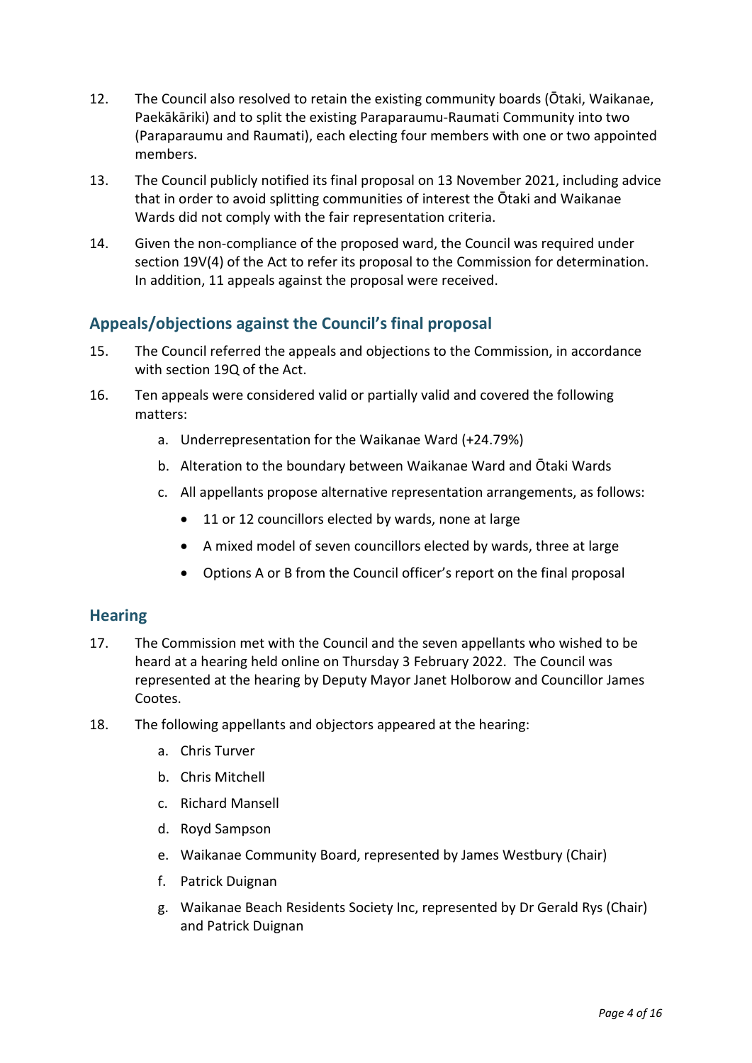12. The Council also resolved to retain the existing community boards (Ōtaki, Waikanae, Paekākāriki) and to split the existing Paraparaumu-Raumati Community into two (Paraparaumu and Raumati), each electing four members with one or two appointed members.

13. The Council publicly notified its final proposal on 13 November 2021, including advice that in order to avoid splitting communities of interest the Ōtaki and Waikanae Wards did not comply with the fair representation criteria.

14. Given the non-compliance of the proposed ward, the Council was required under section 19V(4) of the Act to refer its proposal to the Commission for determination. In addition, 11 appeals against the proposal were received.

## Appeals/objections against the Council's final proposal

15. The Council referred the appeals and objections to the Commission, in accordance with section 19Q of the Act.

16. Ten appeals were considered valid or partially valid and covered the following matters:

    a. Underrepresentation for the Waikanae Ward (+24.79%)

    b. Alteration to the boundary between Waikanae Ward and Ōtaki Wards

    c. All appellants propose alternative representation arrangements, as follows:

    - 11 or 12 councillors elected by wards, none at large
    - A mixed model of seven councillors elected by wards, three at large
    - Options A or B from the Council officer's report on the final proposal

## Hearing

17. The Commission met with the Council and the seven appellants who wished to be heard at a hearing held online on Thursday 3 February 2022. The Council was represented at the hearing by Deputy Mayor Janet Holborow and Councillor James Cootes.

18. The following appellants and objectors appeared at the hearing:

    a. Chris Turver

    b. Chris Mitchell

    c. Richard Mansell

    d. Royd Sampson

    e. Waikanae Community Board, represented by James Westbury (Chair)

    f. Patrick Duignan

    g. Waikanae Beach Residents Society Inc, represented by Dr Gerald Rys (Chair) and Patrick Duignan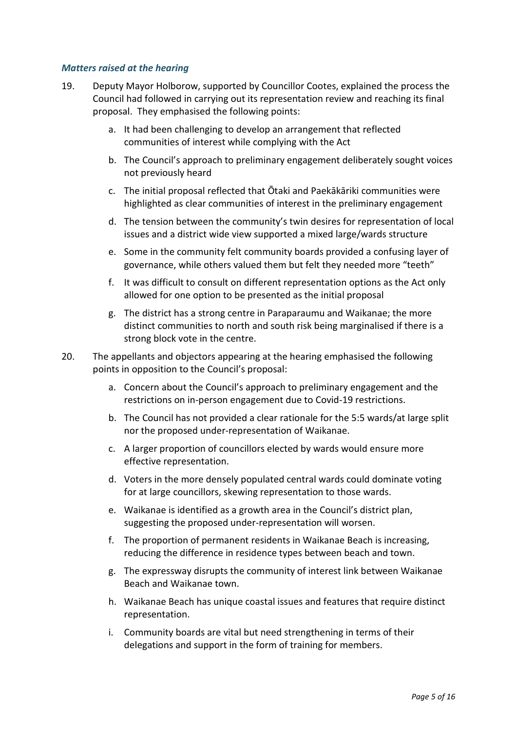### *Matters raised at the hearing*

19. Deputy Mayor Holborow, supported by Councillor Cootes, explained the process the Council had followed in carrying out its representation review and reaching its final proposal. They emphasised the following points:

    a. It had been challenging to develop an arrangement that reflected communities of interest while complying with the Act

    b. The Council's approach to preliminary engagement deliberately sought voices not previously heard

    c. The initial proposal reflected that Ōtaki and Paekākāriki communities were highlighted as clear communities of interest in the preliminary engagement

    d. The tension between the community's twin desires for representation of local issues and a district wide view supported a mixed large/wards structure

    e. Some in the community felt community boards provided a confusing layer of governance, while others valued them but felt they needed more "teeth"

    f. It was difficult to consult on different representation options as the Act only allowed for one option to be presented as the initial proposal

    g. The district has a strong centre in Paraparaumu and Waikanae; the more distinct communities to north and south risk being marginalised if there is a strong block vote in the centre.

20. The appellants and objectors appearing at the hearing emphasised the following points in opposition to the Council's proposal:

    a. Concern about the Council's approach to preliminary engagement and the restrictions on in-person engagement due to Covid-19 restrictions.

    b. The Council has not provided a clear rationale for the 5:5 wards/at large split nor the proposed under-representation of Waikanae.

    c. A larger proportion of councillors elected by wards would ensure more effective representation.

    d. Voters in the more densely populated central wards could dominate voting for at large councillors, skewing representation to those wards.

    e. Waikanae is identified as a growth area in the Council's district plan, suggesting the proposed under-representation will worsen.

    f. The proportion of permanent residents in Waikanae Beach is increasing, reducing the difference in residence types between beach and town.

    g. The expressway disrupts the community of interest link between Waikanae Beach and Waikanae town.

    h. Waikanae Beach has unique coastal issues and features that require distinct representation.

    i. Community boards are vital but need strengthening in terms of their delegations and support in the form of training for members.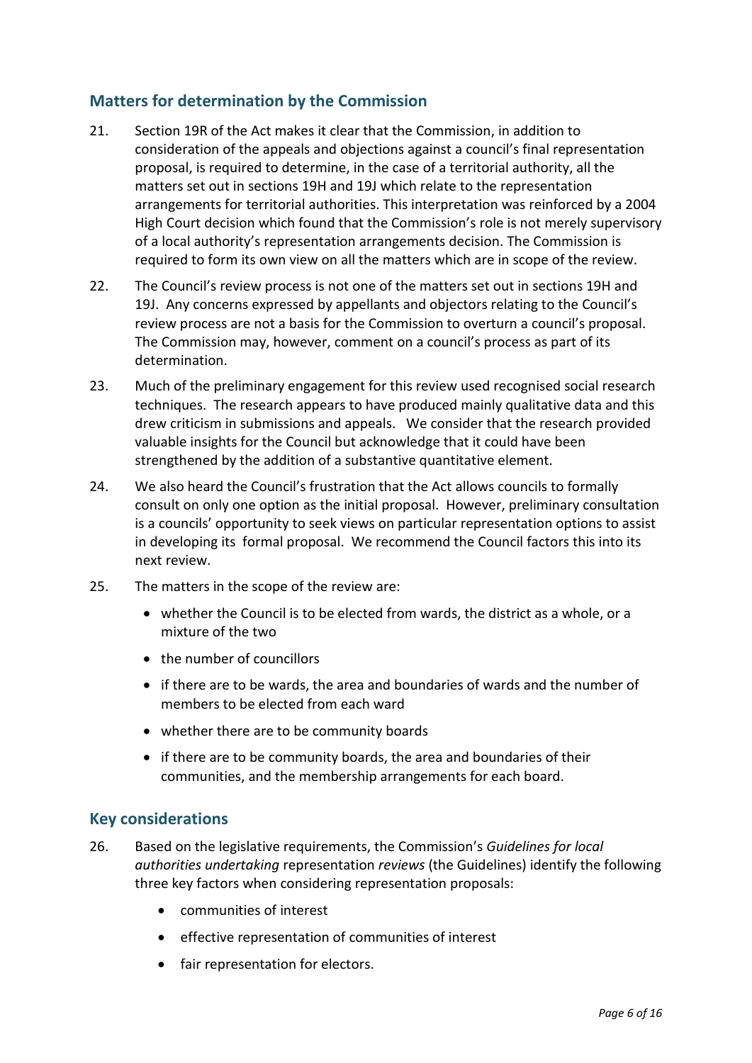## Matters for determination by the Commission

21. Section 19R of the Act makes it clear that the Commission, in addition to consideration of the appeals and objections against a council's final representation proposal, is required to determine, in the case of a territorial authority, all the matters set out in sections 19H and 19J which relate to the representation arrangements for territorial authorities. This interpretation was reinforced by a 2004 High Court decision which found that the Commission's role is not merely supervisory of a local authority's representation arrangements decision. The Commission is required to form its own view on all the matters which are in scope of the review.

22. The Council's review process is not one of the matters set out in sections 19H and 19J. Any concerns expressed by appellants and objectors relating to the Council's review process are not a basis for the Commission to overturn a council's proposal. The Commission may, however, comment on a council's process as part of its determination.

23. Much of the preliminary engagement for this review used recognised social research techniques. The research appears to have produced mainly qualitative data and this drew criticism in submissions and appeals. We consider that the research provided valuable insights for the Council but acknowledge that it could have been strengthened by the addition of a substantive quantitative element.

24. We also heard the Council's frustration that the Act allows councils to formally consult on only one option as the initial proposal. However, preliminary consultation is a councils' opportunity to seek views on particular representation options to assist in developing its formal proposal. We recommend the Council factors this into its next review.

25. The matters in the scope of the review are:
    - whether the Council is to be elected from wards, the district as a whole, or a mixture of the two
    - the number of councillors
    - if there are to be wards, the area and boundaries of wards and the number of members to be elected from each ward
    - whether there are to be community boards
    - if there are to be community boards, the area and boundaries of their communities, and the membership arrangements for each board.

## Key considerations

26. Based on the legislative requirements, the Commission's *Guidelines for local authorities undertaking* representation *reviews* (the Guidelines) identify the following three key factors when considering representation proposals:
    - communities of interest
    - effective representation of communities of interest
    - fair representation for electors.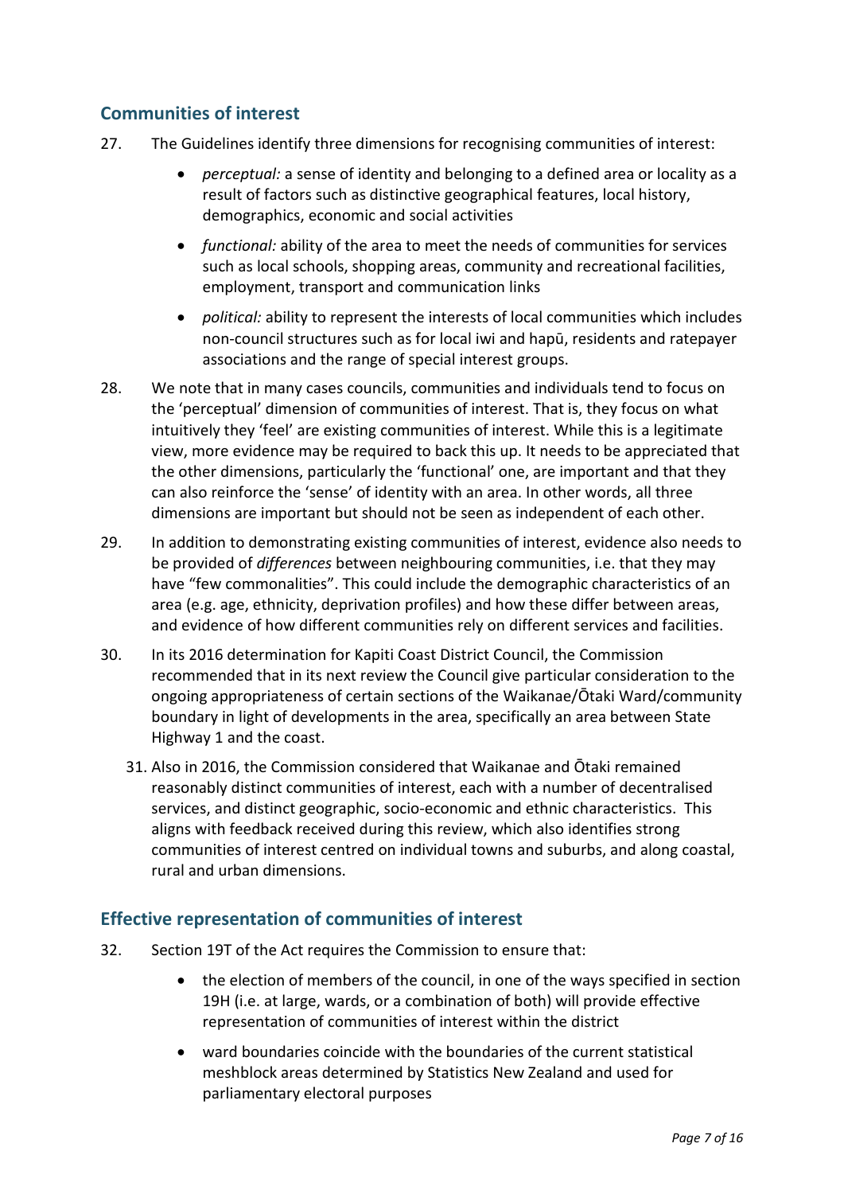## Communities of interest

27. The Guidelines identify three dimensions for recognising communities of interest:

    - *perceptual:* a sense of identity and belonging to a defined area or locality as a result of factors such as distinctive geographical features, local history, demographics, economic and social activities
    - *functional:* ability of the area to meet the needs of communities for services such as local schools, shopping areas, community and recreational facilities, employment, transport and communication links
    - *political:* ability to represent the interests of local communities which includes non-council structures such as for local iwi and hapū, residents and ratepayer associations and the range of special interest groups.

28. We note that in many cases councils, communities and individuals tend to focus on the 'perceptual' dimension of communities of interest. That is, they focus on what intuitively they 'feel' are existing communities of interest. While this is a legitimate view, more evidence may be required to back this up. It needs to be appreciated that the other dimensions, particularly the 'functional' one, are important and that they can also reinforce the 'sense' of identity with an area. In other words, all three dimensions are important but should not be seen as independent of each other.

29. In addition to demonstrating existing communities of interest, evidence also needs to be provided of *differences* between neighbouring communities, i.e. that they may have "few commonalities". This could include the demographic characteristics of an area (e.g. age, ethnicity, deprivation profiles) and how these differ between areas, and evidence of how different communities rely on different services and facilities.

30. In its 2016 determination for Kapiti Coast District Council, the Commission recommended that in its next review the Council give particular consideration to the ongoing appropriateness of certain sections of the Waikanae/Ōtaki Ward/community boundary in light of developments in the area, specifically an area between State Highway 1 and the coast.

31. Also in 2016, the Commission considered that Waikanae and Ōtaki remained reasonably distinct communities of interest, each with a number of decentralised services, and distinct geographic, socio-economic and ethnic characteristics. This aligns with feedback received during this review, which also identifies strong communities of interest centred on individual towns and suburbs, and along coastal, rural and urban dimensions.

## Effective representation of communities of interest

32. Section 19T of the Act requires the Commission to ensure that:

    - the election of members of the council, in one of the ways specified in section 19H (i.e. at large, wards, or a combination of both) will provide effective representation of communities of interest within the district
    - ward boundaries coincide with the boundaries of the current statistical meshblock areas determined by Statistics New Zealand and used for parliamentary electoral purposes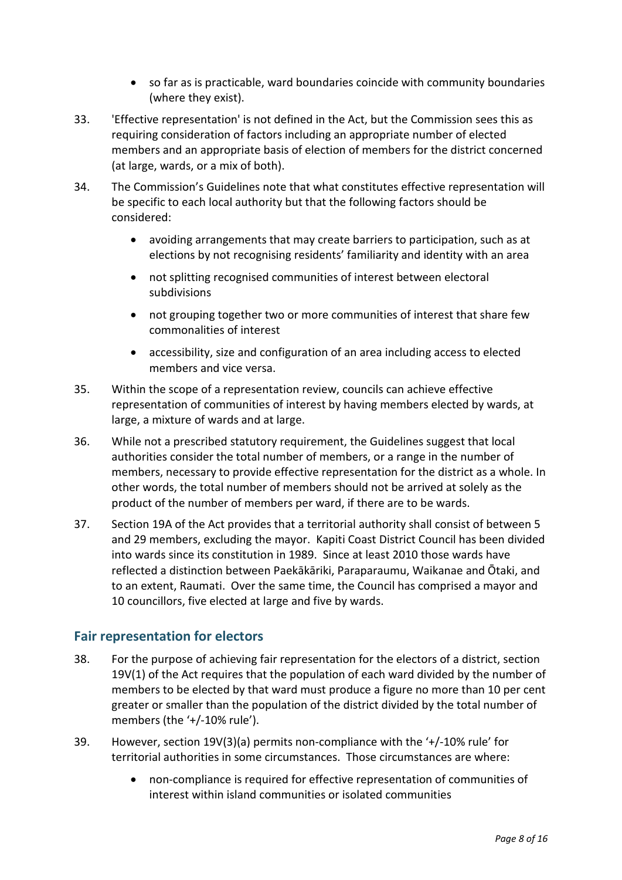- so far as is practicable, ward boundaries coincide with community boundaries (where they exist).

33. 'Effective representation' is not defined in the Act, but the Commission sees this as requiring consideration of factors including an appropriate number of elected members and an appropriate basis of election of members for the district concerned (at large, wards, or a mix of both).

34. The Commission's Guidelines note that what constitutes effective representation will be specific to each local authority but that the following factors should be considered:
    - avoiding arrangements that may create barriers to participation, such as at elections by not recognising residents' familiarity and identity with an area
    - not splitting recognised communities of interest between electoral subdivisions
    - not grouping together two or more communities of interest that share few commonalities of interest
    - accessibility, size and configuration of an area including access to elected members and vice versa.

35. Within the scope of a representation review, councils can achieve effective representation of communities of interest by having members elected by wards, at large, a mixture of wards and at large.

36. While not a prescribed statutory requirement, the Guidelines suggest that local authorities consider the total number of members, or a range in the number of members, necessary to provide effective representation for the district as a whole. In other words, the total number of members should not be arrived at solely as the product of the number of members per ward, if there are to be wards.

37. Section 19A of the Act provides that a territorial authority shall consist of between 5 and 29 members, excluding the mayor. Kapiti Coast District Council has been divided into wards since its constitution in 1989. Since at least 2010 those wards have reflected a distinction between Paekākāriki, Paraparaumu, Waikanae and Ōtaki, and to an extent, Raumati. Over the same time, the Council has comprised a mayor and 10 councillors, five elected at large and five by wards.

## Fair representation for electors

38. For the purpose of achieving fair representation for the electors of a district, section 19V(1) of the Act requires that the population of each ward divided by the number of members to be elected by that ward must produce a figure no more than 10 per cent greater or smaller than the population of the district divided by the total number of members (the '+/-10% rule').

39. However, section 19V(3)(a) permits non-compliance with the '+/-10% rule' for territorial authorities in some circumstances. Those circumstances are where:
    - non-compliance is required for effective representation of communities of interest within island communities or isolated communities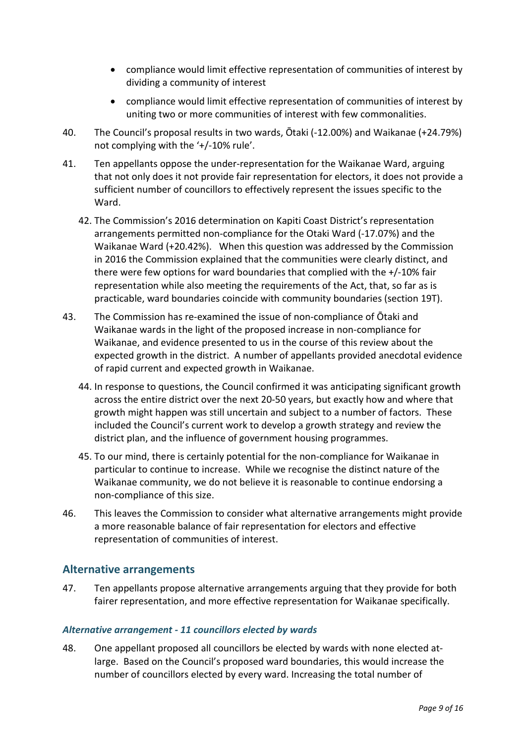- compliance would limit effective representation of communities of interest by dividing a community of interest
- compliance would limit effective representation of communities of interest by uniting two or more communities of interest with few commonalities.

40. The Council's proposal results in two wards, Ōtaki (-12.00%) and Waikanae (+24.79%) not complying with the '+/-10% rule'.

41. Ten appellants oppose the under-representation for the Waikanae Ward, arguing that not only does it not provide fair representation for electors, it does not provide a sufficient number of councillors to effectively represent the issues specific to the Ward.

42. The Commission's 2016 determination on Kapiti Coast District's representation arrangements permitted non-compliance for the Otaki Ward (-17.07%) and the Waikanae Ward (+20.42%). When this question was addressed by the Commission in 2016 the Commission explained that the communities were clearly distinct, and there were few options for ward boundaries that complied with the +/-10% fair representation while also meeting the requirements of the Act, that, so far as is practicable, ward boundaries coincide with community boundaries (section 19T).

43. The Commission has re-examined the issue of non-compliance of Ōtaki and Waikanae wards in the light of the proposed increase in non-compliance for Waikanae, and evidence presented to us in the course of this review about the expected growth in the district. A number of appellants provided anecdotal evidence of rapid current and expected growth in Waikanae.

44. In response to questions, the Council confirmed it was anticipating significant growth across the entire district over the next 20-50 years, but exactly how and where that growth might happen was still uncertain and subject to a number of factors. These included the Council's current work to develop a growth strategy and review the district plan, and the influence of government housing programmes.

45. To our mind, there is certainly potential for the non-compliance for Waikanae in particular to continue to increase. While we recognise the distinct nature of the Waikanae community, we do not believe it is reasonable to continue endorsing a non-compliance of this size.

46. This leaves the Commission to consider what alternative arrangements might provide a more reasonable balance of fair representation for electors and effective representation of communities of interest.

## Alternative arrangements

47. Ten appellants propose alternative arrangements arguing that they provide for both fairer representation, and more effective representation for Waikanae specifically.

### *Alternative arrangement - 11 councillors elected by wards*

48. One appellant proposed all councillors be elected by wards with none elected at-large. Based on the Council's proposed ward boundaries, this would increase the number of councillors elected by every ward. Increasing the total number of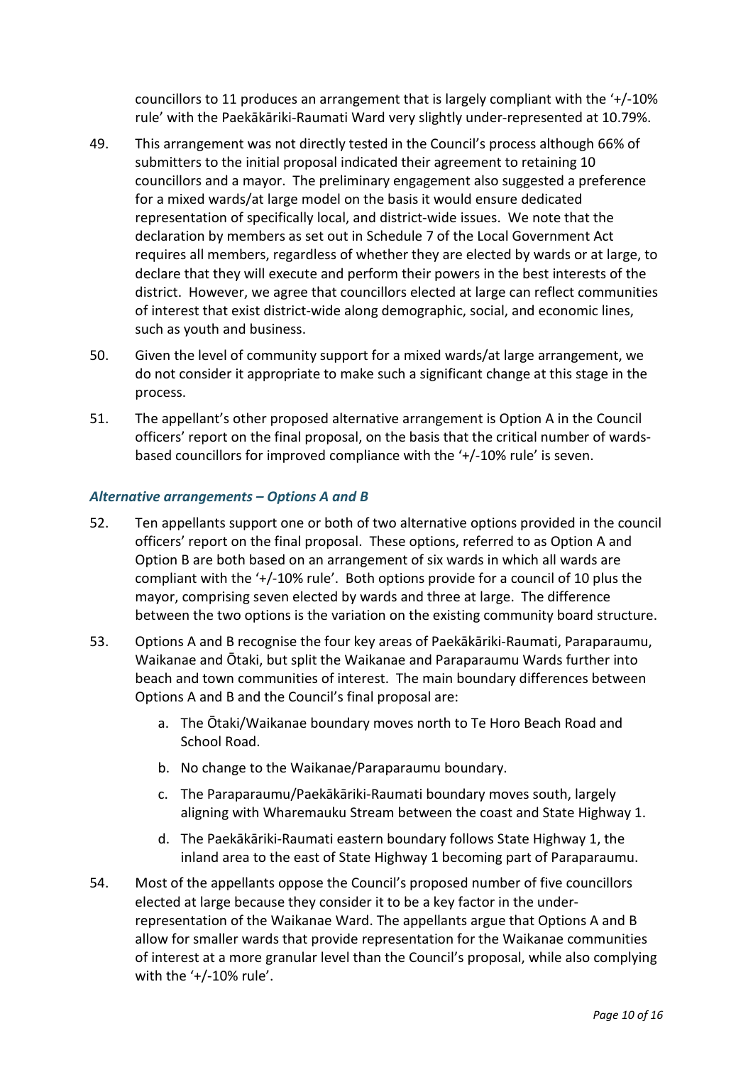councillors to 11 produces an arrangement that is largely compliant with the '+/-10% rule' with the Paekākāriki-Raumati Ward very slightly under-represented at 10.79%.

49. This arrangement was not directly tested in the Council's process although 66% of submitters to the initial proposal indicated their agreement to retaining 10 councillors and a mayor. The preliminary engagement also suggested a preference for a mixed wards/at large model on the basis it would ensure dedicated representation of specifically local, and district-wide issues. We note that the declaration by members as set out in Schedule 7 of the Local Government Act requires all members, regardless of whether they are elected by wards or at large, to declare that they will execute and perform their powers in the best interests of the district. However, we agree that councillors elected at large can reflect communities of interest that exist district-wide along demographic, social, and economic lines, such as youth and business.

50. Given the level of community support for a mixed wards/at large arrangement, we do not consider it appropriate to make such a significant change at this stage in the process.

51. The appellant's other proposed alternative arrangement is Option A in the Council officers' report on the final proposal, on the basis that the critical number of wards-based councillors for improved compliance with the '+/-10% rule' is seven.

### *Alternative arrangements – Options A and B*

52. Ten appellants support one or both of two alternative options provided in the council officers' report on the final proposal. These options, referred to as Option A and Option B are both based on an arrangement of six wards in which all wards are compliant with the '+/-10% rule'. Both options provide for a council of 10 plus the mayor, comprising seven elected by wards and three at large. The difference between the two options is the variation on the existing community board structure.

53. Options A and B recognise the four key areas of Paekākāriki-Raumati, Paraparaumu, Waikanae and Ōtaki, but split the Waikanae and Paraparaumu Wards further into beach and town communities of interest. The main boundary differences between Options A and B and the Council's final proposal are:

    a. The Ōtaki/Waikanae boundary moves north to Te Horo Beach Road and School Road.

    b. No change to the Waikanae/Paraparaumu boundary.

    c. The Paraparaumu/Paekākāriki-Raumati boundary moves south, largely aligning with Wharemauku Stream between the coast and State Highway 1.

    d. The Paekākāriki-Raumati eastern boundary follows State Highway 1, the inland area to the east of State Highway 1 becoming part of Paraparaumu.

54. Most of the appellants oppose the Council's proposed number of five councillors elected at large because they consider it to be a key factor in the under-representation of the Waikanae Ward. The appellants argue that Options A and B allow for smaller wards that provide representation for the Waikanae communities of interest at a more granular level than the Council's proposal, while also complying with the '+/-10% rule'.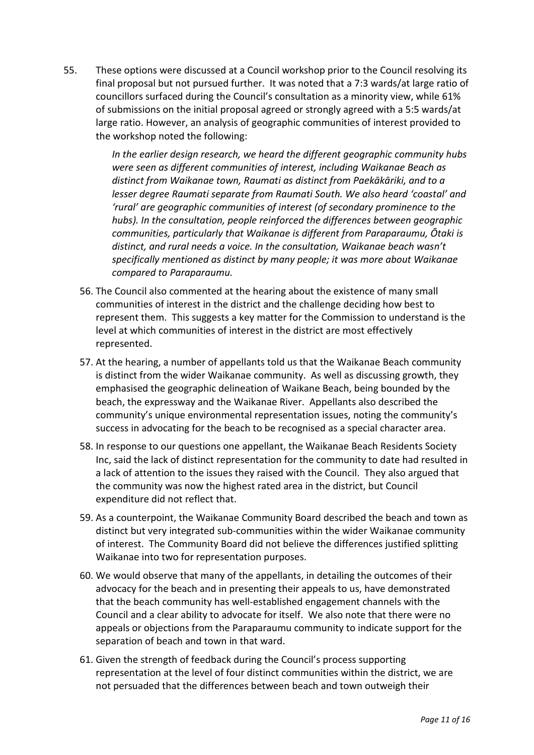55. These options were discussed at a Council workshop prior to the Council resolving its final proposal but not pursued further. It was noted that a 7:3 wards/at large ratio of councillors surfaced during the Council's consultation as a minority view, while 61% of submissions on the initial proposal agreed or strongly agreed with a 5:5 wards/at large ratio. However, an analysis of geographic communities of interest provided to the workshop noted the following:

    *In the earlier design research, we heard the different geographic community hubs were seen as different communities of interest, including Waikanae Beach as distinct from Waikanae town, Raumati as distinct from Paekākāriki, and to a lesser degree Raumati separate from Raumati South. We also heard 'coastal' and 'rural' are geographic communities of interest (of secondary prominence to the hubs). In the consultation, people reinforced the differences between geographic communities, particularly that Waikanae is different from Paraparaumu, Ōtaki is distinct, and rural needs a voice. In the consultation, Waikanae beach wasn't specifically mentioned as distinct by many people; it was more about Waikanae compared to Paraparaumu.*

56. The Council also commented at the hearing about the existence of many small communities of interest in the district and the challenge deciding how best to represent them. This suggests a key matter for the Commission to understand is the level at which communities of interest in the district are most effectively represented.

57. At the hearing, a number of appellants told us that the Waikanae Beach community is distinct from the wider Waikanae community. As well as discussing growth, they emphasised the geographic delineation of Waikane Beach, being bounded by the beach, the expressway and the Waikanae River. Appellants also described the community's unique environmental representation issues, noting the community's success in advocating for the beach to be recognised as a special character area.

58. In response to our questions one appellant, the Waikanae Beach Residents Society Inc, said the lack of distinct representation for the community to date had resulted in a lack of attention to the issues they raised with the Council. They also argued that the community was now the highest rated area in the district, but Council expenditure did not reflect that.

59. As a counterpoint, the Waikanae Community Board described the beach and town as distinct but very integrated sub-communities within the wider Waikanae community of interest. The Community Board did not believe the differences justified splitting Waikanae into two for representation purposes.

60. We would observe that many of the appellants, in detailing the outcomes of their advocacy for the beach and in presenting their appeals to us, have demonstrated that the beach community has well-established engagement channels with the Council and a clear ability to advocate for itself. We also note that there were no appeals or objections from the Paraparaumu community to indicate support for the separation of beach and town in that ward.

61. Given the strength of feedback during the Council's process supporting representation at the level of four distinct communities within the district, we are not persuaded that the differences between beach and town outweigh their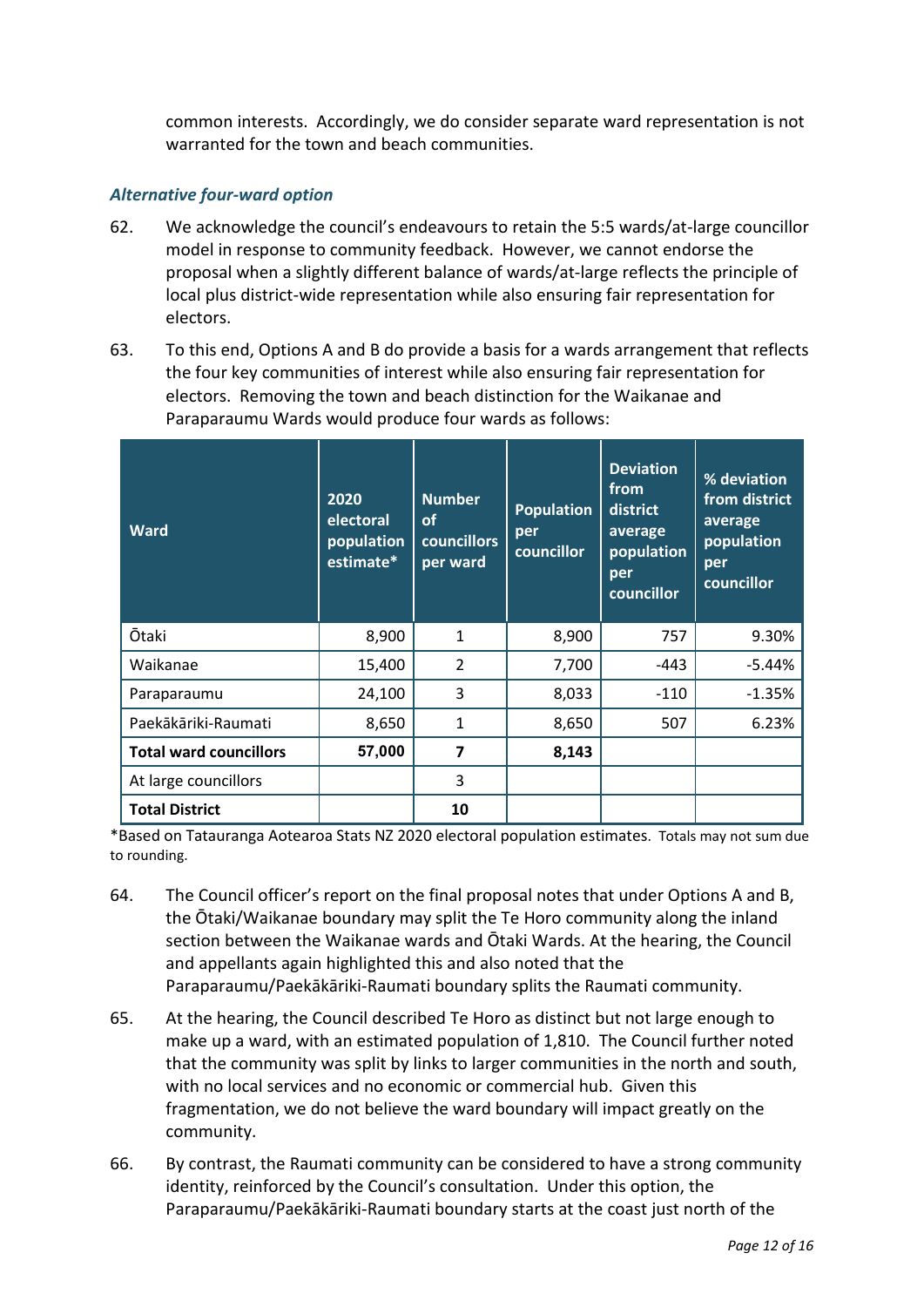common interests. Accordingly, we do consider separate ward representation is not warranted for the town and beach communities.

### *Alternative four-ward option*

62. We acknowledge the council's endeavours to retain the 5:5 wards/at-large councillor model in response to community feedback. However, we cannot endorse the proposal when a slightly different balance of wards/at-large reflects the principle of local plus district-wide representation while also ensuring fair representation for electors.

63. To this end, Options A and B do provide a basis for a wards arrangement that reflects the four key communities of interest while also ensuring fair representation for electors. Removing the town and beach distinction for the Waikanae and Paraparaumu Wards would produce four wards as follows:

| Ward | 2020 electoral population estimate* | Number of councillors per ward | Population per councillor | Deviation from district average population per councillor | % deviation from district average population per councillor |
|---|---|---|---|---|---|
| Ōtaki | 8,900 | 1 | 8,900 | 757 | 9.30% |
| Waikanae | 15,400 | 2 | 7,700 | -443 | -5.44% |
| Paraparaumu | 24,100 | 3 | 8,033 | -110 | -1.35% |
| Paekākāriki-Raumati | 8,650 | 1 | 8,650 | 507 | 6.23% |
| **Total ward councillors** | **57,000** | **7** | **8,143** | | |
| At large councillors | | 3 | | | |
| **Total District** | | **10** | | | |

*Based on Tatauranga Aotearoa Stats NZ 2020 electoral population estimates. Totals may not sum due to rounding.

64. The Council officer's report on the final proposal notes that under Options A and B, the Ōtaki/Waikanae boundary may split the Te Horo community along the inland section between the Waikanae wards and Ōtaki Wards. At the hearing, the Council and appellants again highlighted this and also noted that the Paraparaumu/Paekākāriki-Raumati boundary splits the Raumati community.

65. At the hearing, the Council described Te Horo as distinct but not large enough to make up a ward, with an estimated population of 1,810. The Council further noted that the community was split by links to larger communities in the north and south, with no local services and no economic or commercial hub. Given this fragmentation, we do not believe the ward boundary will impact greatly on the community.

66. By contrast, the Raumati community can be considered to have a strong community identity, reinforced by the Council's consultation. Under this option, the Paraparaumu/Paekākāriki-Raumati boundary starts at the coast just north of the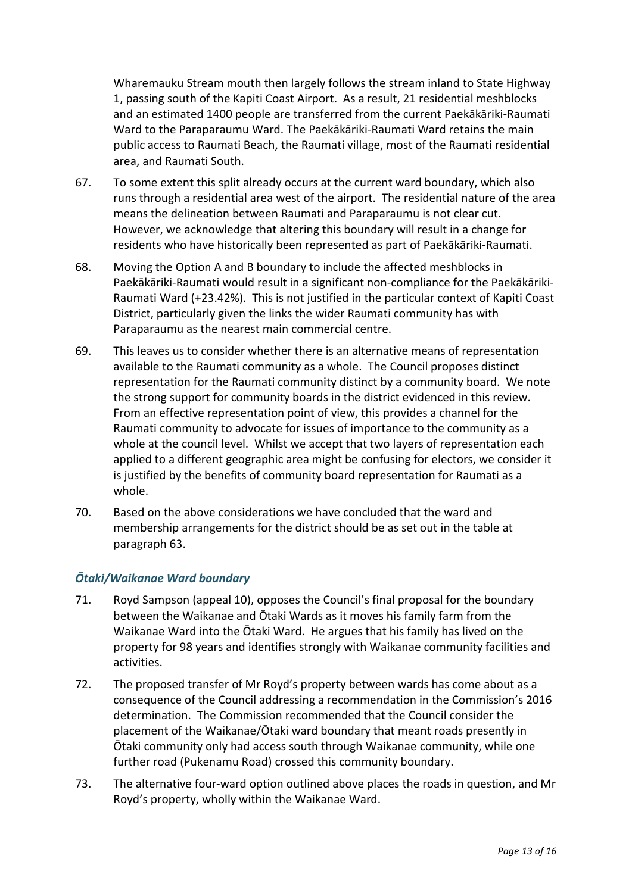Wharemauku Stream mouth then largely follows the stream inland to State Highway 1, passing south of the Kapiti Coast Airport. As a result, 21 residential meshblocks and an estimated 1400 people are transferred from the current Paekākāriki-Raumati Ward to the Paraparaumu Ward. The Paekākāriki-Raumati Ward retains the main public access to Raumati Beach, the Raumati village, most of the Raumati residential area, and Raumati South.

67. To some extent this split already occurs at the current ward boundary, which also runs through a residential area west of the airport. The residential nature of the area means the delineation between Raumati and Paraparaumu is not clear cut. However, we acknowledge that altering this boundary will result in a change for residents who have historically been represented as part of Paekākāriki-Raumati.

68. Moving the Option A and B boundary to include the affected meshblocks in Paekākāriki-Raumati would result in a significant non-compliance for the Paekākāriki-Raumati Ward (+23.42%). This is not justified in the particular context of Kapiti Coast District, particularly given the links the wider Raumati community has with Paraparaumu as the nearest main commercial centre.

69. This leaves us to consider whether there is an alternative means of representation available to the Raumati community as a whole. The Council proposes distinct representation for the Raumati community distinct by a community board. We note the strong support for community boards in the district evidenced in this review. From an effective representation point of view, this provides a channel for the Raumati community to advocate for issues of importance to the community as a whole at the council level. Whilst we accept that two layers of representation each applied to a different geographic area might be confusing for electors, we consider it is justified by the benefits of community board representation for Raumati as a whole.

70. Based on the above considerations we have concluded that the ward and membership arrangements for the district should be as set out in the table at paragraph 63.

### *Ōtaki/Waikanae Ward boundary*

71. Royd Sampson (appeal 10), opposes the Council's final proposal for the boundary between the Waikanae and Ōtaki Wards as it moves his family farm from the Waikanae Ward into the Ōtaki Ward. He argues that his family has lived on the property for 98 years and identifies strongly with Waikanae community facilities and activities.

72. The proposed transfer of Mr Royd's property between wards has come about as a consequence of the Council addressing a recommendation in the Commission's 2016 determination. The Commission recommended that the Council consider the placement of the Waikanae/Ōtaki ward boundary that meant roads presently in Ōtaki community only had access south through Waikanae community, while one further road (Pukenamu Road) crossed this community boundary.

73. The alternative four-ward option outlined above places the roads in question, and Mr Royd's property, wholly within the Waikanae Ward.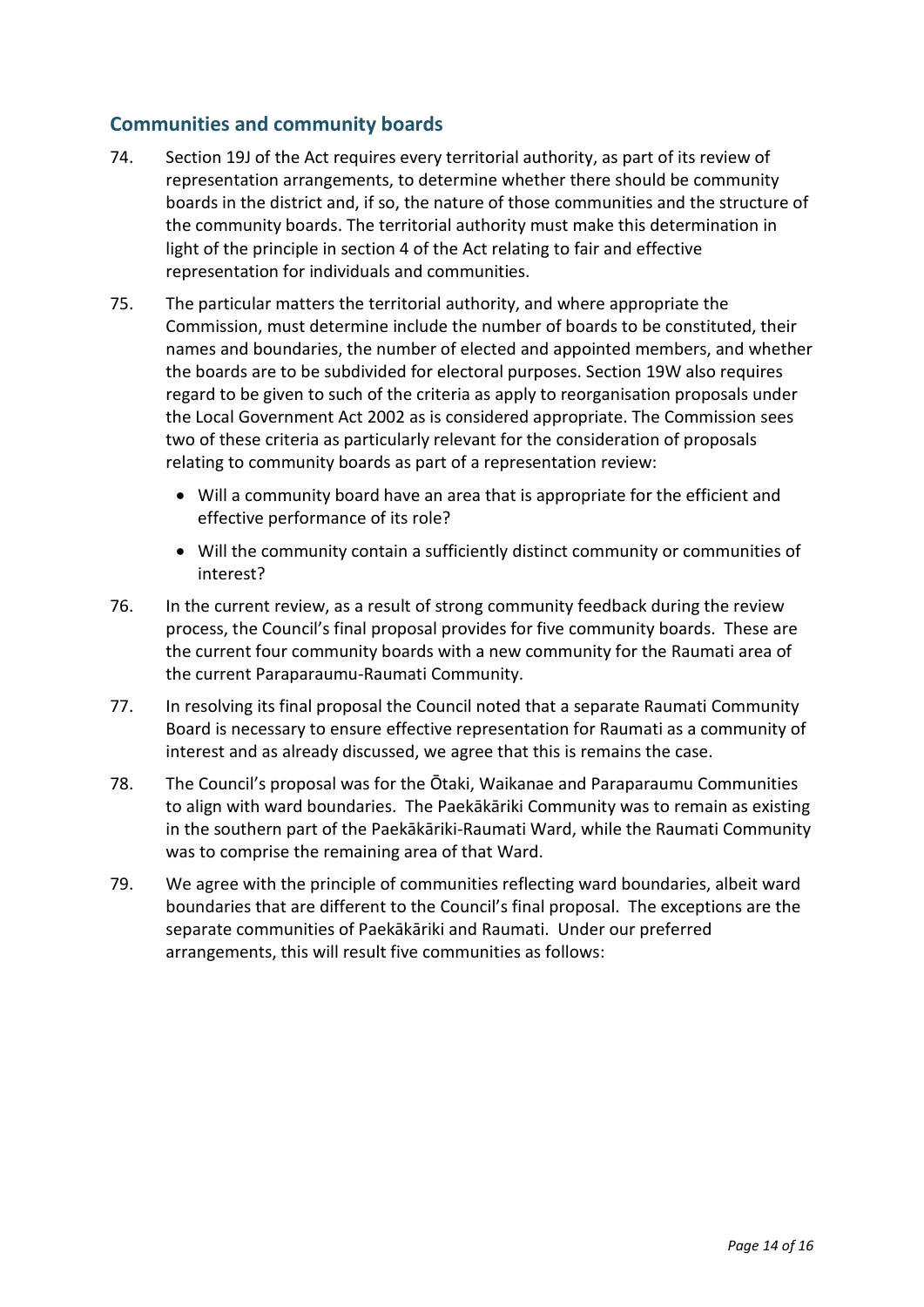## Communities and community boards

74. Section 19J of the Act requires every territorial authority, as part of its review of representation arrangements, to determine whether there should be community boards in the district and, if so, the nature of those communities and the structure of the community boards. The territorial authority must make this determination in light of the principle in section 4 of the Act relating to fair and effective representation for individuals and communities.

75. The particular matters the territorial authority, and where appropriate the Commission, must determine include the number of boards to be constituted, their names and boundaries, the number of elected and appointed members, and whether the boards are to be subdivided for electoral purposes. Section 19W also requires regard to be given to such of the criteria as apply to reorganisation proposals under the Local Government Act 2002 as is considered appropriate. The Commission sees two of these criteria as particularly relevant for the consideration of proposals relating to community boards as part of a representation review:
    - Will a community board have an area that is appropriate for the efficient and effective performance of its role?
    - Will the community contain a sufficiently distinct community or communities of interest?

76. In the current review, as a result of strong community feedback during the review process, the Council's final proposal provides for five community boards. These are the current four community boards with a new community for the Raumati area of the current Paraparaumu-Raumati Community.

77. In resolving its final proposal the Council noted that a separate Raumati Community Board is necessary to ensure effective representation for Raumati as a community of interest and as already discussed, we agree that this is remains the case.

78. The Council's proposal was for the Ōtaki, Waikanae and Paraparaumu Communities to align with ward boundaries. The Paekākāriki Community was to remain as existing in the southern part of the Paekākāriki-Raumati Ward, while the Raumati Community was to comprise the remaining area of that Ward.

79. We agree with the principle of communities reflecting ward boundaries, albeit ward boundaries that are different to the Council's final proposal. The exceptions are the separate communities of Paekākāriki and Raumati. Under our preferred arrangements, this will result five communities as follows: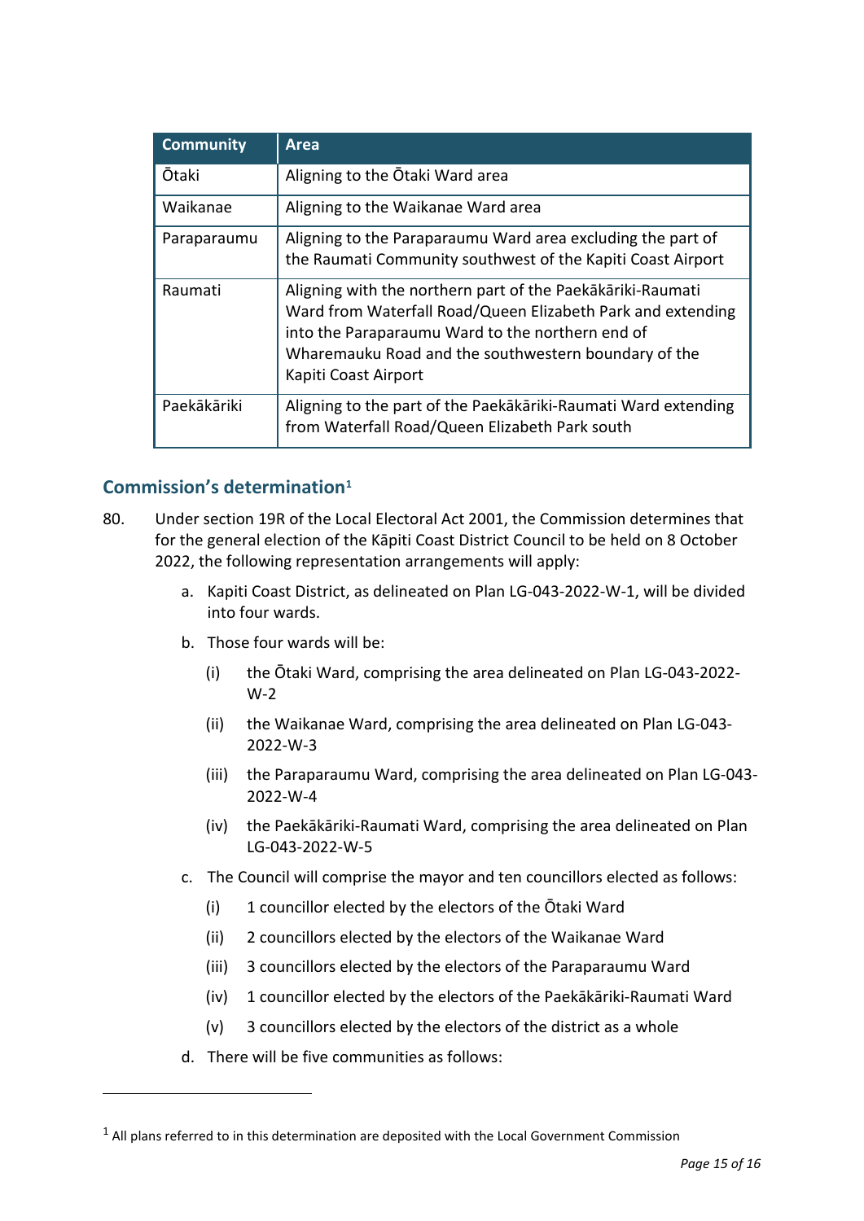| Community | Area |
|---|---|
| Ōtaki | Aligning to the Ōtaki Ward area |
| Waikanae | Aligning to the Waikanae Ward area |
| Paraparaumu | Aligning to the Paraparaumu Ward area excluding the part of the Raumati Community southwest of the Kapiti Coast Airport |
| Raumati | Aligning with the northern part of the Paekākāriki-Raumati Ward from Waterfall Road/Queen Elizabeth Park and extending into the Paraparaumu Ward to the northern end of Wharemauku Road and the southwestern boundary of the Kapiti Coast Airport |
| Paekākāriki | Aligning to the part of the Paekākāriki-Raumati Ward extending from Waterfall Road/Queen Elizabeth Park south |

## Commission's determination[1]

80. Under section 19R of the Local Electoral Act 2001, the Commission determines that for the general election of the Kāpiti Coast District Council to be held on 8 October 2022, the following representation arrangements will apply:

    a. Kapiti Coast District, as delineated on Plan LG-043-2022-W-1, will be divided into four wards.

    b. Those four wards will be:

      (i) the Ōtaki Ward, comprising the area delineated on Plan LG-043-2022-W-2

      (ii) the Waikanae Ward, comprising the area delineated on Plan LG-043-2022-W-3

      (iii) the Paraparaumu Ward, comprising the area delineated on Plan LG-043-2022-W-4

      (iv) the Paekākāriki-Raumati Ward, comprising the area delineated on Plan LG-043-2022-W-5

    c. The Council will comprise the mayor and ten councillors elected as follows:

      (i) 1 councillor elected by the electors of the Ōtaki Ward

      (ii) 2 councillors elected by the electors of the Waikanae Ward

      (iii) 3 councillors elected by the electors of the Paraparaumu Ward

      (iv) 1 councillor elected by the electors of the Paekākāriki-Raumati Ward

      (v) 3 councillors elected by the electors of the district as a whole

    d. There will be five communities as follows:

[1] All plans referred to in this determination are deposited with the Local Government Commission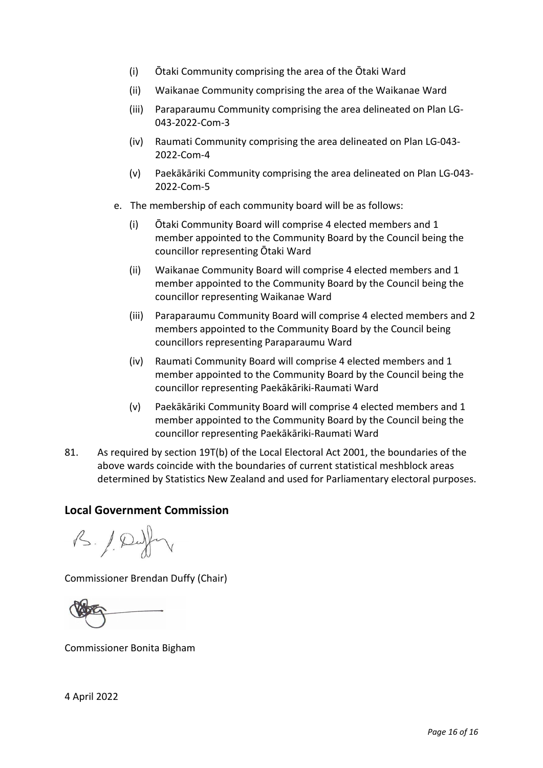(i) Ōtaki Community comprising the area of the Ōtaki Ward

(ii) Waikanae Community comprising the area of the Waikanae Ward

(iii) Paraparaumu Community comprising the area delineated on Plan LG-043-2022-Com-3

(iv) Raumati Community comprising the area delineated on Plan LG-043-2022-Com-4

(v) Paekākāriki Community comprising the area delineated on Plan LG-043-2022-Com-5

e. The membership of each community board will be as follows:

(i) Ōtaki Community Board will comprise 4 elected members and 1 member appointed to the Community Board by the Council being the councillor representing Ōtaki Ward

(ii) Waikanae Community Board will comprise 4 elected members and 1 member appointed to the Community Board by the Council being the councillor representing Waikanae Ward

(iii) Paraparaumu Community Board will comprise 4 elected members and 2 members appointed to the Community Board by the Council being councillors representing Paraparaumu Ward

(iv) Raumati Community Board will comprise 4 elected members and 1 member appointed to the Community Board by the Council being the councillor representing Paekākāriki-Raumati Ward

(v) Paekākāriki Community Board will comprise 4 elected members and 1 member appointed to the Community Board by the Council being the councillor representing Paekākāriki-Raumati Ward

81. As required by section 19T(b) of the Local Electoral Act 2001, the boundaries of the above wards coincide with the boundaries of current statistical meshblock areas determined by Statistics New Zealand and used for Parliamentary electoral purposes.

## Local Government Commission

Commissioner Brendan Duffy (Chair)

Commissioner Bonita Bigham

4 April 2022